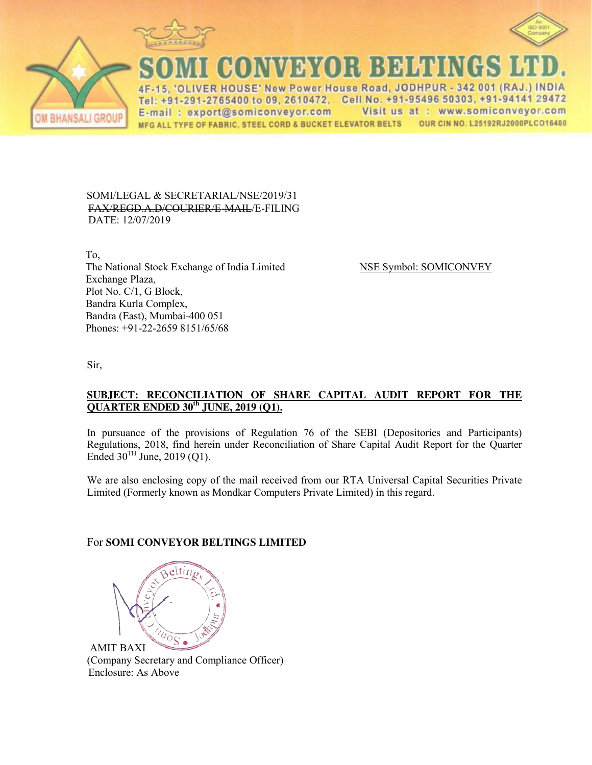# SOMI CONVEYOR BELTINGS LTD.

4F-15, 'OLIVER HOUSE' New Power House Road, JODHPUR - 342 001 (RAJ.) INDIA
Tel: +91-291-2765400 to 09, 2610472, Cell No. +91-95496 50303, +91-94141 29472
E-mail : export@somiconveyor.com Visit us at : www.somiconveyor.com
MFG ALL TYPE OF FABRIC, STEEL CORD & BUCKET ELEVATOR BELTS OUR CIN NO. L25192RJ2000PLCO16480

OM BHANSALI GROUP

An ISO 9001 Company

SOMI/LEGAL & SECRETARIAL/NSE/2019/31
~~FAX/REGD.A.D/COURIER/E-MAIL~~/E-FILING
DATE: 12/07/2019

To,
The National Stock Exchange of India Limited
Exchange Plaza,
Plot No. C/1, G Block,
Bandra Kurla Complex,
Bandra (East), Mumbai-400 051
Phones: +91-22-2659 8151/65/68

NSE Symbol: SOMICONVEY

Sir,

**SUBJECT: RECONCILIATION OF SHARE CAPITAL AUDIT REPORT FOR THE QUARTER ENDED 30th JUNE, 2019 (Q1).**

In pursuance of the provisions of Regulation 76 of the SEBI (Depositories and Participants) Regulations, 2018, find herein under Reconciliation of Share Capital Audit Report for the Quarter Ended 30TH June, 2019 (Q1).

We are also enclosing copy of the mail received from our RTA Universal Capital Securities Private Limited (Formerly known as Mondkar Computers Private Limited) in this regard.

For **SOMI CONVEYOR BELTINGS LIMITED**

AMIT BAXI
(Company Secretary and Compliance Officer)
Enclosure: As Above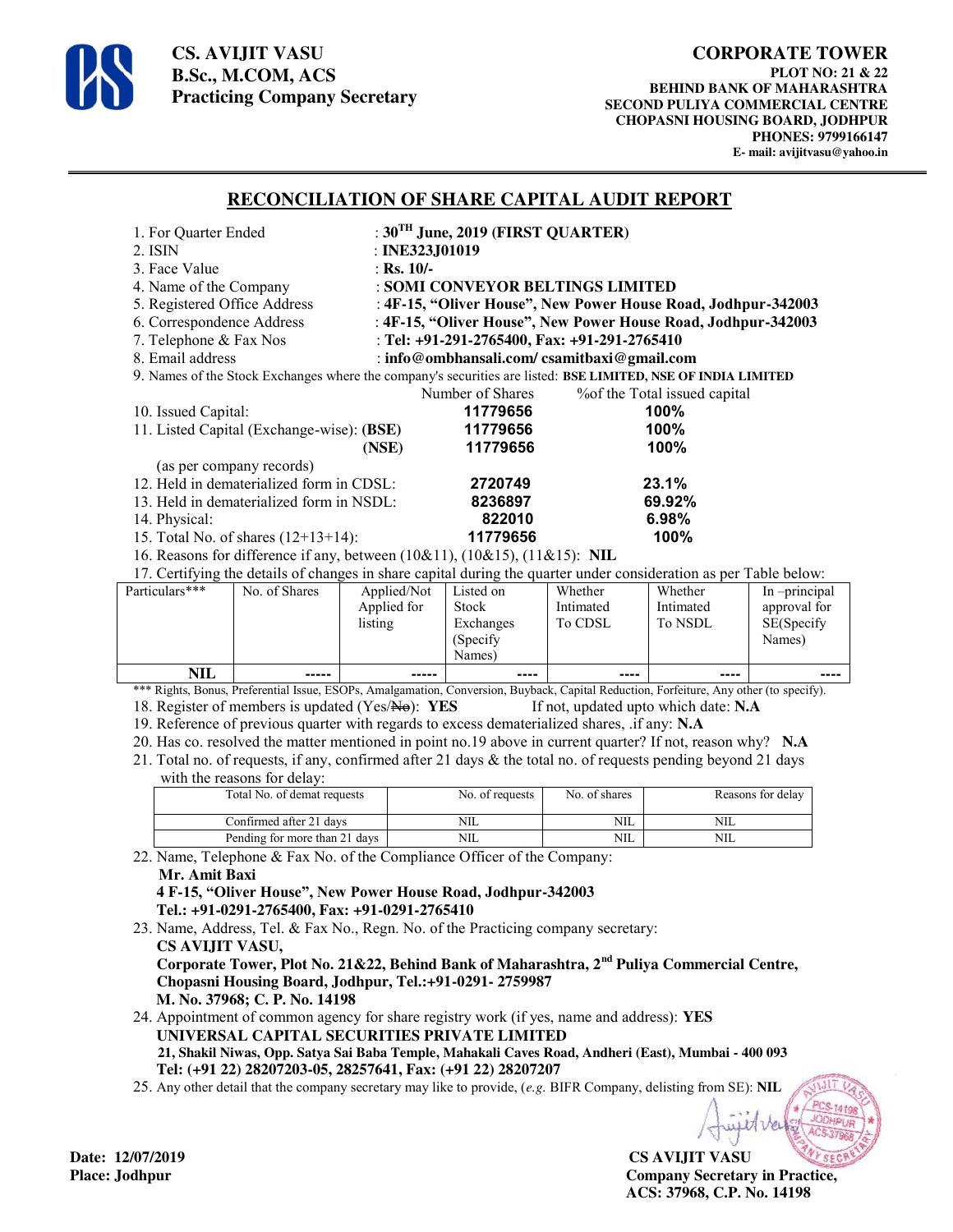**CS. AVIJIT VASU**
**B.Sc., M.COM, ACS**
**Practicing Company Secretary**

**CORPORATE TOWER**
**PLOT NO: 21 & 22**
**BEHIND BANK OF MAHARASHTRA**
**SECOND PULIYA COMMERCIAL CENTRE**
**CHOPASNI HOUSING BOARD, JODHPUR**
**PHONES: 9799166147**
**E- mail: avijitvasu@yahoo.in**

## RECONCILIATION OF SHARE CAPITAL AUDIT REPORT

1. For Quarter Ended : **30TH June, 2019 (FIRST QUARTER)**
2. ISIN : **INE323J01019**
3. Face Value : **Rs. 10/-**
4. Name of the Company : **SOMI CONVEYOR BELTINGS LIMITED**
5. Registered Office Address : **4F-15, "Oliver House", New Power House Road, Jodhpur-342003**
6. Correspondence Address : **4F-15, "Oliver House", New Power House Road, Jodhpur-342003**
7. Telephone & Fax Nos : **Tel: +91-291-2765400, Fax: +91-291-2765410**
8. Email address : **info@ombhansali.com/ csamitbaxi@gmail.com**
9. Names of the Stock Exchanges where the company's securities are listed: **BSE LIMITED, NSE OF INDIA LIMITED**

| | Number of Shares | %of the Total issued capital |
|---|---|---|
| 10. Issued Capital: | **11779656** | **100%** |
| 11. Listed Capital (Exchange-wise): **(BSE)** | **11779656** | **100%** |
| **(NSE)** | **11779656** | **100%** |
| (as per company records) | | |
| 12. Held in dematerialized form in CDSL: | **2720749** | **23.1%** |
| 13. Held in dematerialized form in NSDL: | **8236897** | **69.92%** |
| 14. Physical: | **822010** | **6.98%** |
| 15. Total No. of shares (12+13+14): | **11779656** | **100%** |

16. Reasons for difference if any, between (10&11), (10&15), (11&15): **NIL**
17. Certifying the details of changes in share capital during the quarter under consideration as per Table below:

| Particulars*** | No. of Shares | Applied/Not Applied for listing | Listed on Stock Exchanges (Specify Names) | Whether Intimated To CDSL | Whether Intimated To NSDL | In –principal approval for SE(Specify Names) |
|---|---|---|---|---|---|---|
| **NIL** | ----- | ----- | ---- | ---- | ---- | ---- |

*** Rights, Bonus, Preferential Issue, ESOPs, Amalgamation, Conversion, Buyback, Capital Reduction, Forfeiture, Any other (to specify).

18. Register of members is updated (Yes/~~No~~): **YES** If not, updated upto which date: **N.A**
19. Reference of previous quarter with regards to excess dematerialized shares, .if any: **N.A**
20. Has co. resolved the matter mentioned in point no.19 above in current quarter? If not, reason why? **N.A**
21. Total no. of requests, if any, confirmed after 21 days & the total no. of requests pending beyond 21 days with the reasons for delay:

| Total No. of demat requests | No. of requests | No. of shares | Reasons for delay |
|---|---|---|---|
| Confirmed after 21 days | NIL | NIL | NIL |
| Pending for more than 21 days | NIL | NIL | NIL |

22. Name, Telephone & Fax No. of the Compliance Officer of the Company:
**Mr. Amit Baxi**
**4 F-15, "Oliver House", New Power House Road, Jodhpur-342003**
**Tel.: +91-0291-2765400, Fax: +91-0291-2765410**
23. Name, Address, Tel. & Fax No., Regn. No. of the Practicing company secretary:
**CS AVIJIT VASU,**
**Corporate Tower, Plot No. 21&22, Behind Bank of Maharashtra, 2nd Puliya Commercial Centre, Chopasni Housing Board, Jodhpur, Tel.:+91-0291- 2759987**
**M. No. 37968; C. P. No. 14198**
24. Appointment of common agency for share registry work (if yes, name and address): **YES**
**UNIVERSAL CAPITAL SECURITIES PRIVATE LIMITED**
**21, Shakil Niwas, Opp. Satya Sai Baba Temple, Mahakali Caves Road, Andheri (East), Mumbai - 400 093**
**Tel: (+91 22) 28207203-05, 28257641, Fax: (+91 22) 28207207**
25. Any other detail that the company secretary may like to provide, (*e.g.* BIFR Company, delisting from SE): **NIL**

**Date: 12/07/2019**
**Place: Jodhpur**

**CS AVIJIT VASU**
**Company Secretary in Practice,**
**ACS: 37968, C.P. No. 14198**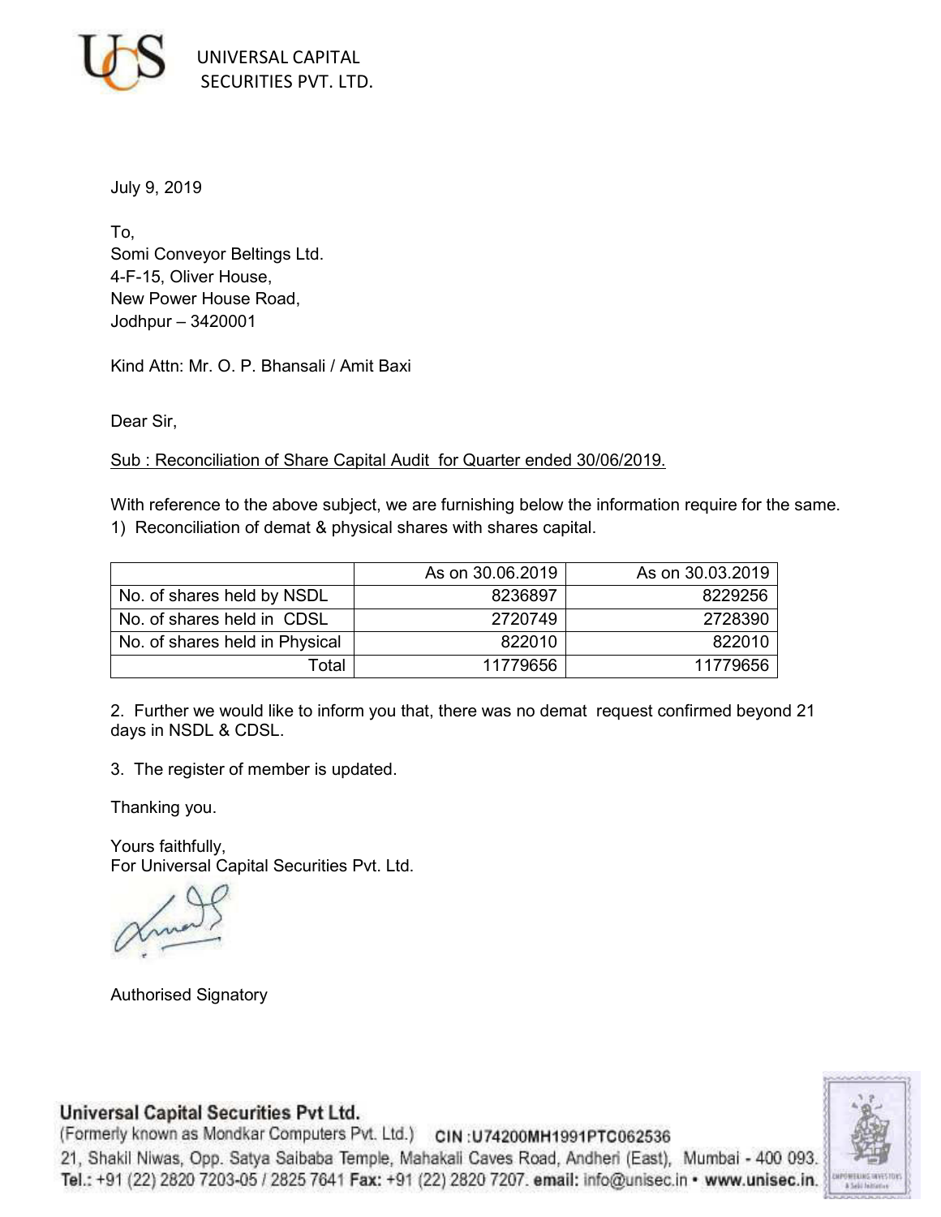UNIVERSAL CAPITAL SECURITIES PVT. LTD.

July 9, 2019

To,
Somi Conveyor Beltings Ltd.
4-F-15, Oliver House,
New Power House Road,
Jodhpur – 3420001

Kind Attn: Mr. O. P. Bhansali / Amit Baxi

Dear Sir,

Sub : Reconciliation of Share Capital Audit for Quarter ended 30/06/2019.

With reference to the above subject, we are furnishing below the information require for the same.

1) Reconciliation of demat & physical shares with shares capital.

| | As on 30.06.2019 | As on 30.03.2019 |
|---|---|---|
| No. of shares held by NSDL | 8236897 | 8229256 |
| No. of shares held in CDSL | 2720749 | 2728390 |
| No. of shares held in Physical | 822010 | 822010 |
| Total | 11779656 | 11779656 |

2. Further we would like to inform you that, there was no demat request confirmed beyond 21 days in NSDL & CDSL.

3. The register of member is updated.

Thanking you.

Yours faithfully,
For Universal Capital Securities Pvt. Ltd.

Authorised Signatory

**Universal Capital Securities Pvt Ltd.**
(Formerly known as Mondkar Computers Pvt. Ltd.) CIN :U74200MH1991PTC062536
21, Shakil Niwas, Opp. Satya Saibaba Temple, Mahakali Caves Road, Andheri (East), Mumbai - 400 093.
**Tel.:** +91 (22) 2820 7203-05 / 2825 7641 **Fax:** +91 (22) 2820 7207. **email:** info@unisec.in • **www.unisec.in.**